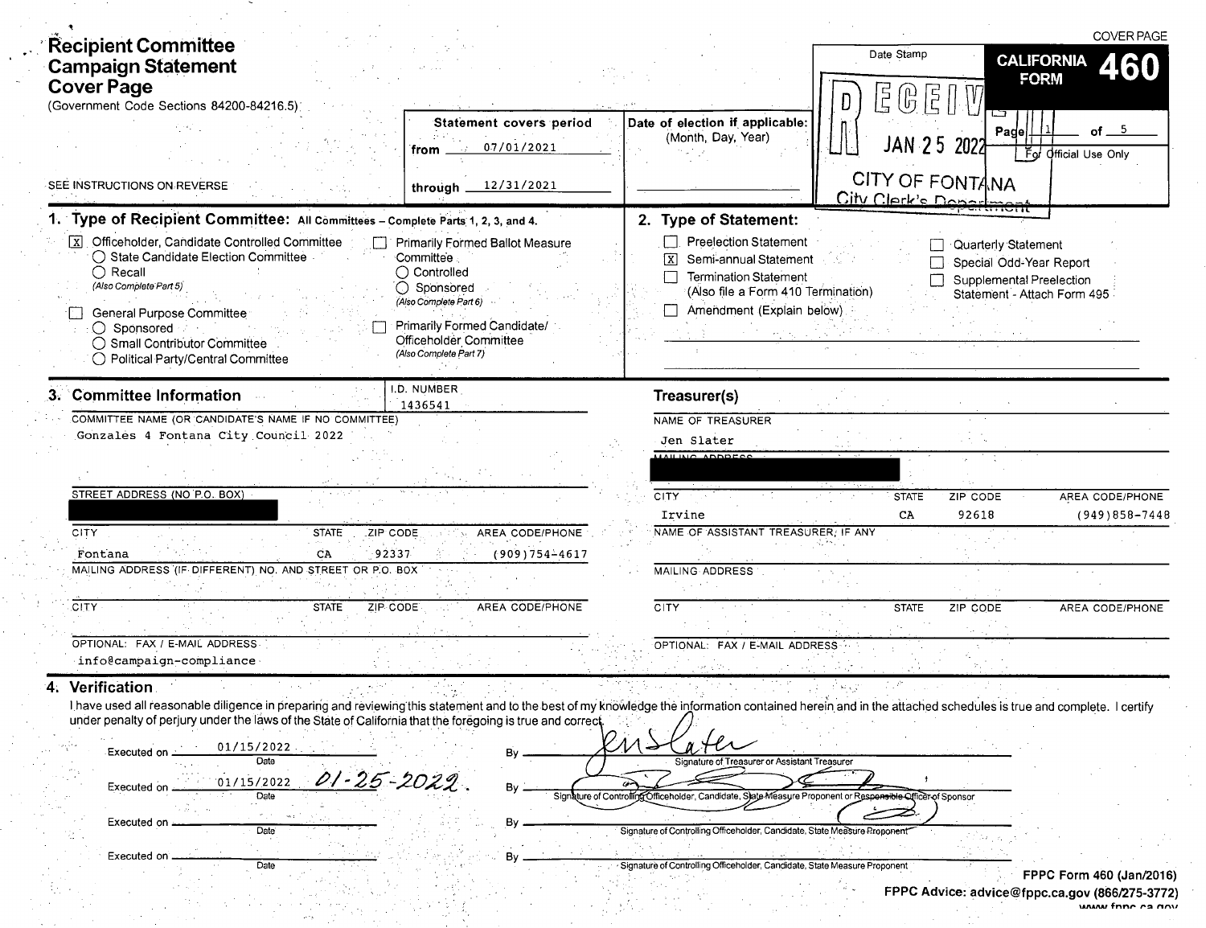COVER PAGE

# Recipient Committee Campaign Statement Cover Page

(Government Code Sections 84200-84216.5)

SEE INSTRUCTIONS ON REVERSE

**CALIFORNIA FORM 460**

Statement covers period

from 07/01/2021

through 12/31/2021

Date of election if applicable: (Month, Day, Year)

Date Stamp

RECEIVED JAN 25 2022 CITY OF FONTANA City Clerk's Department

Page 1 of 5

For Official Use Only

## 1. Type of Recipient Committee: All Committees – Complete Parts 1, 2, 3, and 4.

- [x] Officeholder, Candidate Controlled Committee
  - ◯ State Candidate Election Committee
  - ◯ Recall
  - *(Also Complete Part 5)*
- [ ] General Purpose Committee
  - ◯ Sponsored
  - ◯ Small Contributor Committee
  - ◯ Political Party/Central Committee
- [ ] Primarily Formed Ballot Measure Committee
  - ◯ Controlled
  - ◯ Sponsored
  - *(Also Complete Part 6)*
- [ ] Primarily Formed Candidate/Officeholder Committee
  - *(Also Complete Part 7)*

## 2. Type of Statement:

- [ ] Preelection Statement
- [x] Semi-annual Statement
- [ ] Termination Statement (Also file a Form 410 Termination)
- [ ] Amendment (Explain below)
- [ ] Quarterly Statement
- [ ] Special Odd-Year Report
- [ ] Supplemental Preelection Statement - Attach Form 495

## 3. Committee Information

I.D. NUMBER: 1436541

COMMITTEE NAME (OR CANDIDATE'S NAME IF NO COMMITTEE): Gonzales 4 Fontana City Council 2022

STREET ADDRESS (NO P.O. BOX): [redacted]

| CITY | STATE | ZIP CODE | AREA CODE/PHONE |
|---|---|---|---|
| Fontana | CA | 92337 | (909)754-4617 |

MAILING ADDRESS (IF DIFFERENT) NO. AND STREET OR P.O. BOX

| CITY | STATE | ZIP CODE | AREA CODE/PHONE |
|---|---|---|---|
| | | | |

OPTIONAL: FAX / E-MAIL ADDRESS: info@campaign-compliance

### Treasurer(s)

NAME OF TREASURER: Jen Slater

MAILING ADDRESS: [redacted]

| CITY | STATE | ZIP CODE | AREA CODE/PHONE |
|---|---|---|---|
| Irvine | CA | 92618 | (949)858-7448 |

NAME OF ASSISTANT TREASURER, IF ANY

MAILING ADDRESS

| CITY | STATE | ZIP CODE | AREA CODE/PHONE |
|---|---|---|---|
| | | | |

OPTIONAL: FAX / E-MAIL ADDRESS

## 4. Verification

I have used all reasonable diligence in preparing and reviewing this statement and to the best of my knowledge the information contained herein and in the attached schedules is true and complete. I certify under penalty of perjury under the laws of the State of California that the foregoing is true and correct.

Executed on 01/15/2022 (Date) By [signature] Signature of Treasurer or Assistant Treasurer

Executed on 01/15/2022 01-25-2022 (Date) By [signature] Signature of Controlling Officeholder, Candidate, State Measure Proponent or Responsible Officer of Sponsor

Executed on ______ (Date) By ______ Signature of Controlling Officeholder, Candidate, State Measure Proponent

Executed on ______ (Date) By ______ Signature of Controlling Officeholder, Candidate, State Measure Proponent

FPPC Form 460 (Jan/2016)
FPPC Advice: advice@fppc.ca.gov (866/275-3772)
www.fppc.ca.gov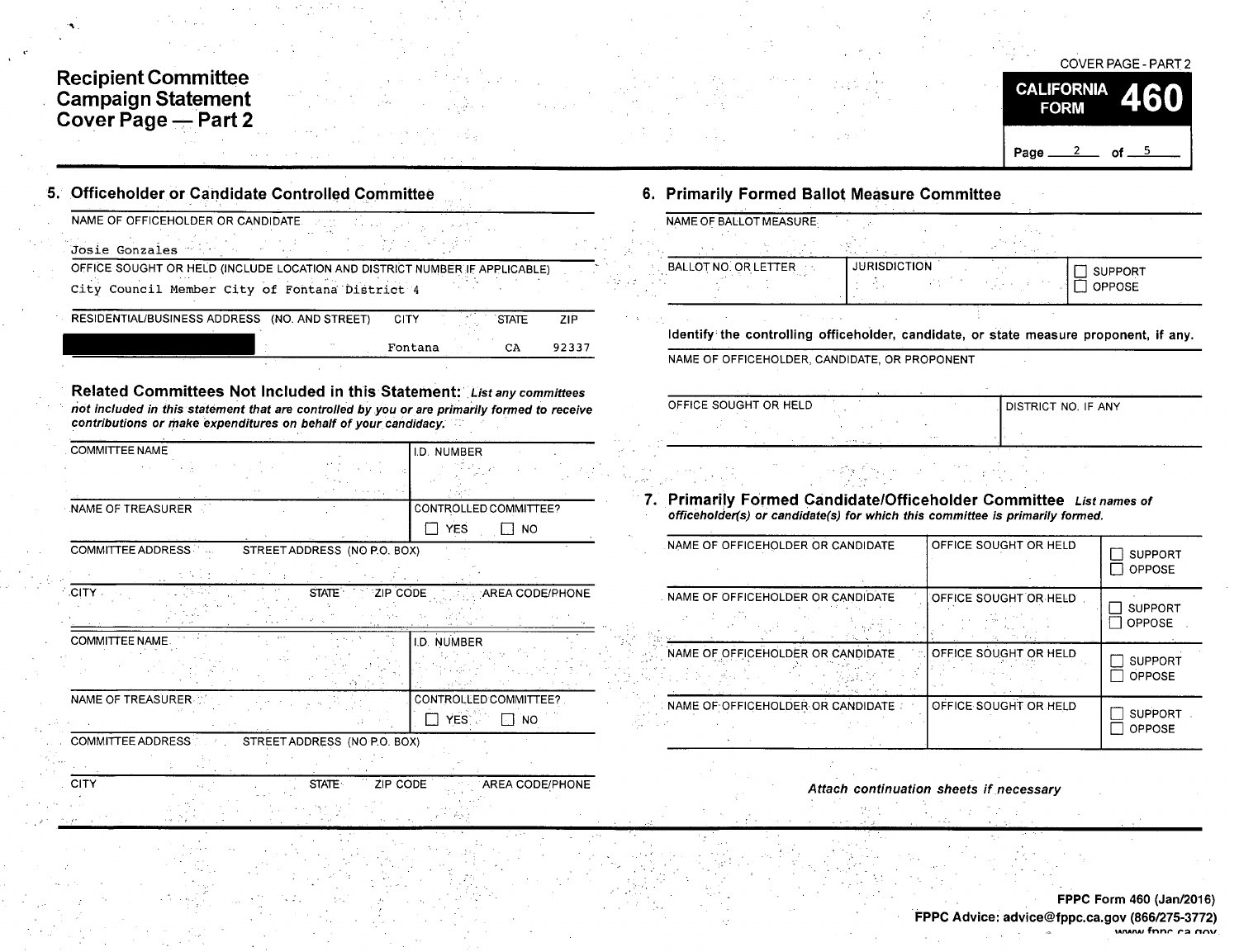# Recipient Committee Campaign Statement Cover Page — Part 2

COVER PAGE - PART 2

**CALIFORNIA FORM 460**

## 5. Officeholder or Candidate Controlled Committee

| NAME OF OFFICEHOLDER OR CANDIDATE | | | |
|---|---|---|---|
| Josie Gonzales | | | |
| **OFFICE SOUGHT OR HELD (INCLUDE LOCATION AND DISTRICT NUMBER IF APPLICABLE)** | | | |
| City Council Member City of Fontana District 4 | | | |
| **RESIDENTIAL/BUSINESS ADDRESS (NO. AND STREET)** | **CITY** | **STATE** | **ZIP** |
| [REDACTED] | Fontana | CA | 92337 |

### Related Committees Not Included in this Statement:

*List any committees not included in this statement that are controlled by you or are primarily formed to receive contributions or make expenditures on behalf of your candidacy.*

| COMMITTEE NAME | | | I.D. NUMBER |
|---|---|---|---|
| | | | |
| NAME OF TREASURER | | | CONTROLLED COMMITTEE? ☐ YES ☐ NO |
| COMMITTEE ADDRESS STREET ADDRESS (NO P.O. BOX) | | | |
| CITY | STATE | ZIP CODE | AREA CODE/PHONE |

| COMMITTEE NAME | | | I.D. NUMBER |
|---|---|---|---|
| | | | |
| NAME OF TREASURER | | | CONTROLLED COMMITTEE? ☐ YES ☐ NO |
| COMMITTEE ADDRESS STREET ADDRESS (NO P.O. BOX) | | | |
| CITY | STATE | ZIP CODE | AREA CODE/PHONE |

## 6. Primarily Formed Ballot Measure Committee

| NAME OF BALLOT MEASURE | | |
|---|---|---|
| | | |
| BALLOT NO. OR LETTER | JURISDICTION | ☐ SUPPORT ☐ OPPOSE |

**Identify the controlling officeholder, candidate, or state measure proponent, if any.**

| NAME OF OFFICEHOLDER, CANDIDATE, OR PROPONENT | |
|---|---|
| | |
| OFFICE SOUGHT OR HELD | DISTRICT NO. IF ANY |

## 7. Primarily Formed Candidate/Officeholder Committee

*List names of officeholder(s) or candidate(s) for which this committee is primarily formed.*

| NAME OF OFFICEHOLDER OR CANDIDATE | OFFICE SOUGHT OR HELD | |
|---|---|---|
| | | ☐ SUPPORT ☐ OPPOSE |
| | | ☐ SUPPORT ☐ OPPOSE |
| | | ☐ SUPPORT ☐ OPPOSE |
| | | ☐ SUPPORT ☐ OPPOSE |

*Attach continuation sheets if necessary*

FPPC Form 460 (Jan/2016)
FPPC Advice: advice@fppc.ca.gov (866/275-3772)
www.fppc.ca.gov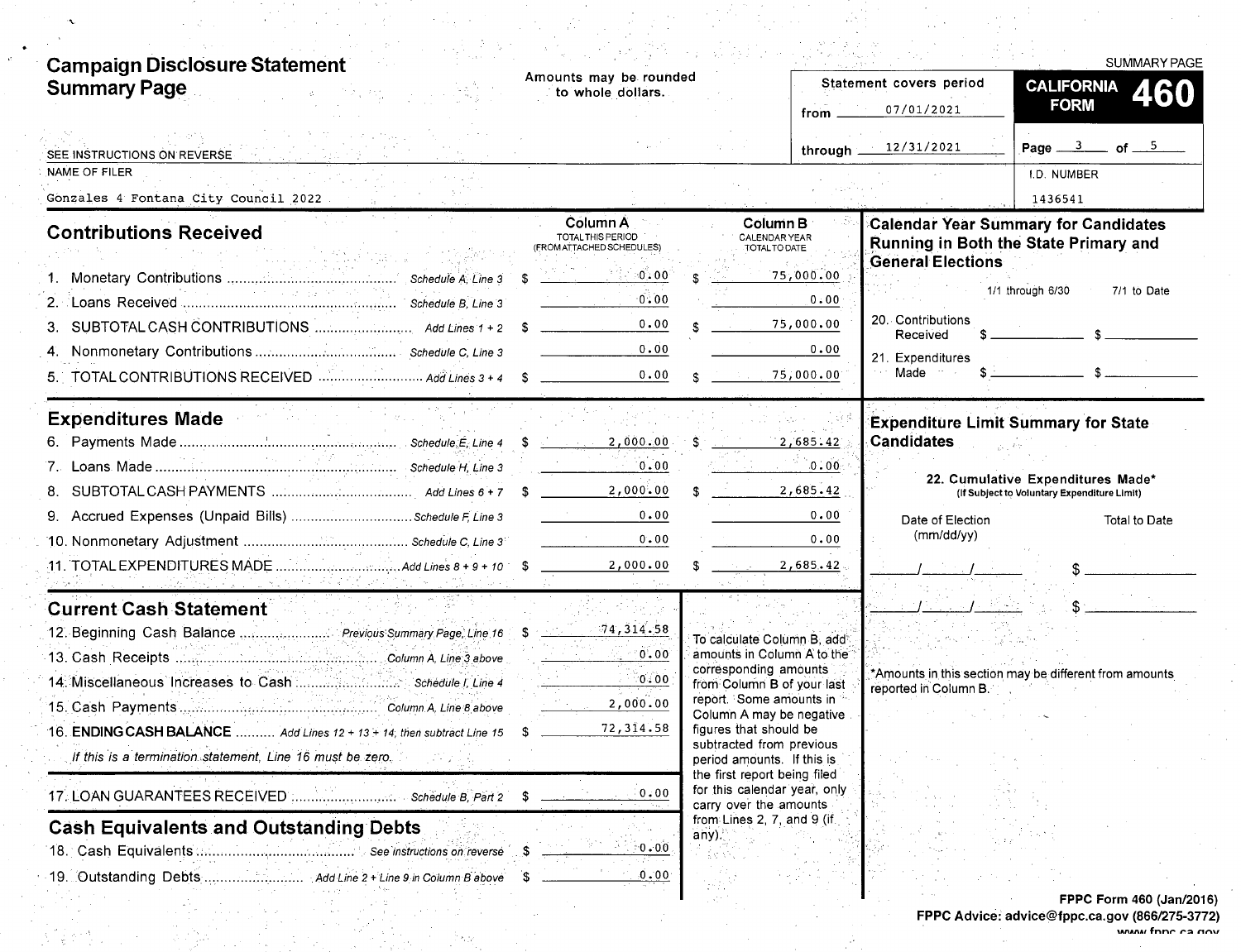# Campaign Disclosure Statement Summary Page

SUMMARY PAGE

Amounts may be rounded to whole dollars.

Statement covers period from 07/01/2021 through 12/31/2021

**CALIFORNIA FORM 460**

Page 3 of 5

SEE INSTRUCTIONS ON REVERSE

NAME OF FILER: Gonzales 4 Fontana City Council 2022

I.D. NUMBER: 1436541

## Contributions Received

| | | Column A TOTAL THIS PERIOD (FROM ATTACHED SCHEDULES) | Column B CALENDAR YEAR TOTAL TO DATE |
|---|---|---|---|
| 1. Monetary Contributions | Schedule A, Line 3 | $ 0.00 | $ 75,000.00 |
| 2. Loans Received | Schedule B, Line 3 | 0.00 | 0.00 |
| 3. SUBTOTAL CASH CONTRIBUTIONS | Add Lines 1 + 2 | $ 0.00 | $ 75,000.00 |
| 4. Nonmonetary Contributions | Schedule C, Line 3 | 0.00 | 0.00 |
| 5. TOTAL CONTRIBUTIONS RECEIVED | Add Lines 3 + 4 | $ 0.00 | $ 75,000.00 |

## Expenditures Made

| | | Column A | Column B |
|---|---|---|---|
| 6. Payments Made | Schedule E, Line 4 | $ 2,000.00 | $ 2,685.42 |
| 7. Loans Made | Schedule H, Line 3 | 0.00 | 0.00 |
| 8. SUBTOTAL CASH PAYMENTS | Add Lines 6 + 7 | $ 2,000.00 | $ 2,685.42 |
| 9. Accrued Expenses (Unpaid Bills) | Schedule F, Line 3 | 0.00 | 0.00 |
| 10. Nonmonetary Adjustment | Schedule C, Line 3 | 0.00 | 0.00 |
| 11. TOTAL EXPENDITURES MADE | Add Lines 8 + 9 + 10 | $ 2,000.00 | $ 2,685.42 |

## Current Cash Statement

| | | |
|---|---|---|
| 12. Beginning Cash Balance | Previous Summary Page, Line 16 | $ 74,314.58 |
| 13. Cash Receipts | Column A, Line 3 above | 0.00 |
| 14. Miscellaneous Increases to Cash | Schedule I, Line 4 | 0.00 |
| 15. Cash Payments | Column A, Line 8 above | 2,000.00 |
| 16. **ENDING CASH BALANCE** | Add Lines 12 + 13 + 14, then subtract Line 15 | $ 72,314.58 |

*If this is a termination statement, Line 16 must be zero.*

| | | |
|---|---|---|
| 17. LOAN GUARANTEES RECEIVED | Schedule B, Part 2 | $ 0.00 |

To calculate Column B, add amounts in Column A to the corresponding amounts from Column B of your last report. Some amounts in Column A may be negative figures that should be subtracted from previous period amounts. If this is the first report being filed for this calendar year, only carry over the amounts from Lines 2, 7, and 9 (if any).

## Cash Equivalents and Outstanding Debts

| | | |
|---|---|---|
| 18. Cash Equivalents | See instructions on reverse | $ 0.00 |
| 19. Outstanding Debts | Add Line 2 + Line 9 in Column B above | $ 0.00 |

## Calendar Year Summary for Candidates Running in Both the State Primary and General Elections

| | 1/1 through 6/30 | 7/1 to Date |
|---|---|---|
| 20. Contributions Received | $ | $ |
| 21. Expenditures Made | $ | $ |

## Expenditure Limit Summary for State Candidates

**22. Cumulative Expenditures Made*** (If Subject to Voluntary Expenditure Limit)

| Date of Election (mm/dd/yy) | Total to Date |
|---|---|
| / / | $ |
| / / | $ |

*Amounts in this section may be different from amounts reported in Column B.

FPPC Form 460 (Jan/2016)
FPPC Advice: advice@fppc.ca.gov (866/275-3772)
www.fppc.ca.gov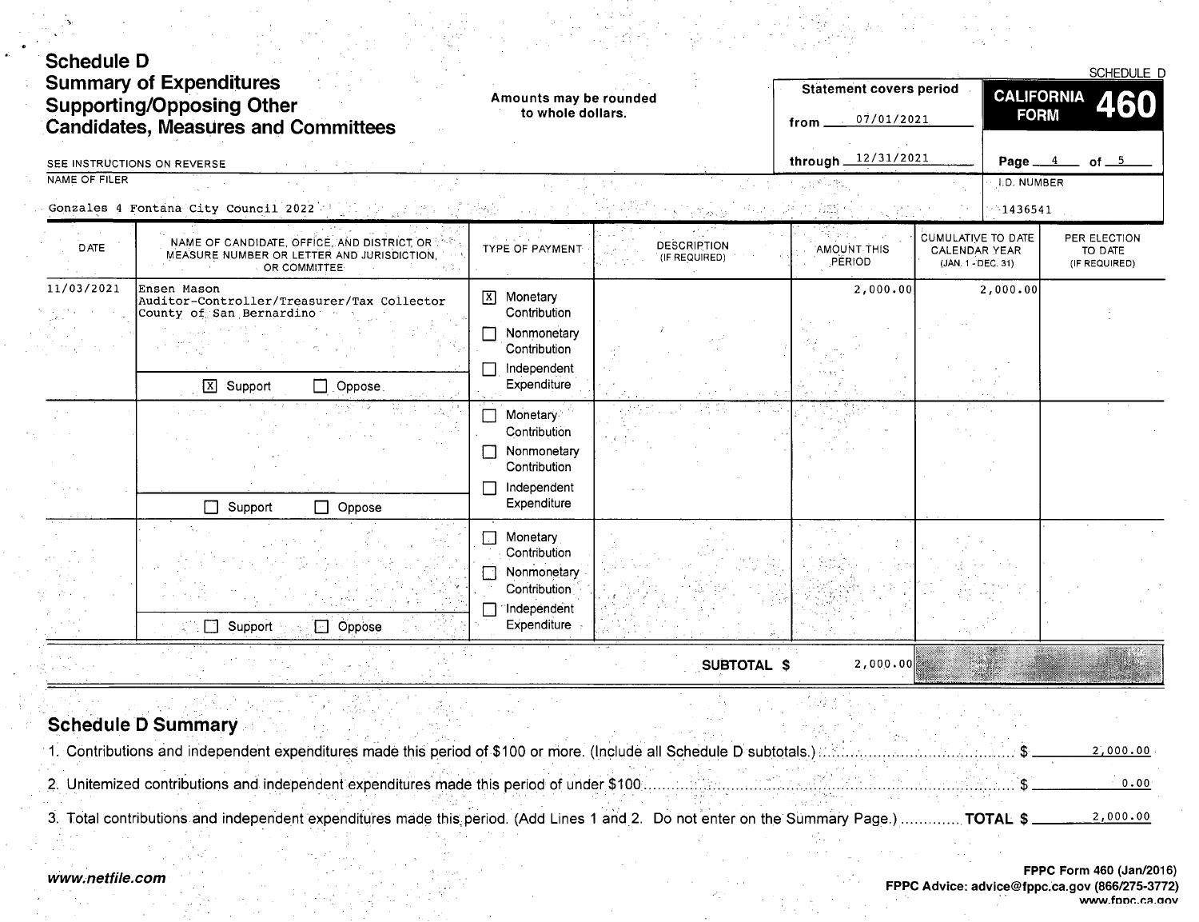# Schedule D

## Summary of Expenditures Supporting/Opposing Other Candidates, Measures and Committees

SCHEDULE D

Amounts may be rounded to whole dollars.

**Statement covers period**

from 07/01/2021

through 12/31/2021

**CALIFORNIA FORM 460**

SEE INSTRUCTIONS ON REVERSE

NAME OF FILER

Gonzales 4 Fontana City Council 2022

I.D. NUMBER

1436541

| DATE | NAME OF CANDIDATE, OFFICE, AND DISTRICT OR MEASURE NUMBER OR LETTER AND JURISDICTION, OR COMMITTEE | TYPE OF PAYMENT | DESCRIPTION (IF REQUIRED) | AMOUNT THIS PERIOD | CUMULATIVE TO DATE CALENDAR YEAR (JAN. 1 - DEC. 31) | PER ELECTION TO DATE (IF REQUIRED) |
|---|---|---|---|---|---|---|
| 11/03/2021 | Ensen Mason<br>Auditor-Controller/Treasurer/Tax Collector<br>County of San Bernardino<br>[X] Support [ ] Oppose | [X] Monetary Contribution<br>[ ] Nonmonetary Contribution<br>[ ] Independent Expenditure | | 2,000.00 | 2,000.00 | |
| | [ ] Support [ ] Oppose | [ ] Monetary Contribution<br>[ ] Nonmonetary Contribution<br>[ ] Independent Expenditure | | | | |
| | [ ] Support [ ] Oppose | [ ] Monetary Contribution<br>[ ] Nonmonetary Contribution<br>[ ] Independent Expenditure | | | | |
| | | | **SUBTOTAL $** | 2,000.00 | | |

## Schedule D Summary

1. Contributions and independent expenditures made this period of $100 or more. (Include all Schedule D subtotals.) $ 2,000.00
2. Unitemized contributions and independent expenditures made this period of under $100 $ 0.00
3. Total contributions and independent expenditures made this period. (Add Lines 1 and 2. Do not enter on the Summary Page.) **TOTAL $** 2,000.00

*www.netfile.com*

**FPPC Form 460 (Jan/2016)**
**FPPC Advice: advice@fppc.ca.gov (866/275-3772)**
**www.fppc.ca.gov**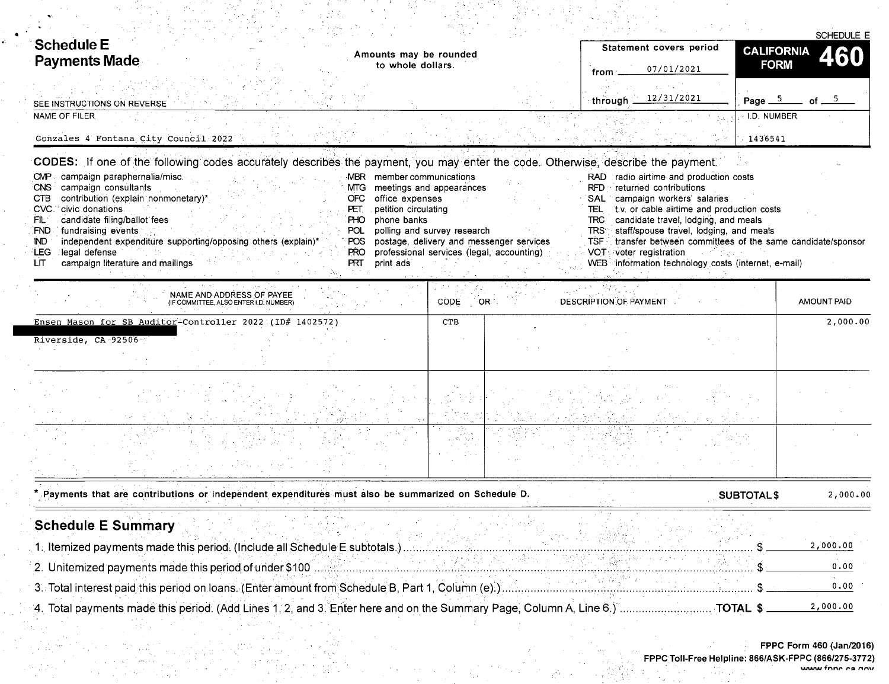# Schedule E
# Payments Made

SCHEDULE E

Amounts may be rounded to whole dollars.

Statement covers period

from 07/01/2021

through 12/31/2021

**CALIFORNIA FORM 460**

SEE INSTRUCTIONS ON REVERSE

NAME OF FILER

Gonzales 4 Fontana City Council 2022

I.D. NUMBER

1436541

**CODES:** If one of the following codes accurately describes the payment, you may enter the code. Otherwise, describe the payment.

- CMP campaign paraphernalia/misc.
- CNS campaign consultants
- CTB contribution (explain nonmonetary)*
- CVC civic donations
- FIL candidate filing/ballot fees
- FND fundraising events
- IND independent expenditure supporting/opposing others (explain)*
- LEG legal defense
- LIT campaign literature and mailings
- MBR member communications
- MTG meetings and appearances
- OFC office expenses
- PET petition circulating
- PHO phone banks
- POL polling and survey research
- POS postage, delivery and messenger services
- PRO professional services (legal, accounting)
- PRT print ads
- RAD radio airtime and production costs
- RFD returned contributions
- SAL campaign workers' salaries
- TEL t.v. or cable airtime and production costs
- TRC candidate travel, lodging, and meals
- TRS staff/spouse travel, lodging, and meals
- TSF transfer between committees of the same candidate/sponsor
- VOT voter registration
- WEB information technology costs (internet, e-mail)

| NAME AND ADDRESS OF PAYEE (IF COMMITTEE, ALSO ENTER I.D. NUMBER) | CODE | OR DESCRIPTION OF PAYMENT | AMOUNT PAID |
|---|---|---|---|
| Ensen Mason for SB Auditor-Controller 2022 (ID# 1402572) [REDACTED] Riverside, CA 92506 | CTB | | 2,000.00 |
| | | | |
| | | | |

\* Payments that are contributions or independent expenditures must also be summarized on Schedule D.

**SUBTOTAL $** 2,000.00

## Schedule E Summary

1. Itemized payments made this period. (Include all Schedule E subtotals.) $ 2,000.00
2. Unitemized payments made this period of under $100 $ 0.00
3. Total interest paid this period on loans. (Enter amount from Schedule B, Part 1, Column (e).) $ 0.00
4. Total payments made this period. (Add Lines 1, 2, and 3. Enter here and on the Summary Page, Column A, Line 6.) **TOTAL $** 2,000.00

**FPPC Form 460 (Jan/2016)**
**FPPC Toll-Free Helpline: 866/ASK-FPPC (866/275-3772)**
www.fppc.ca.gov